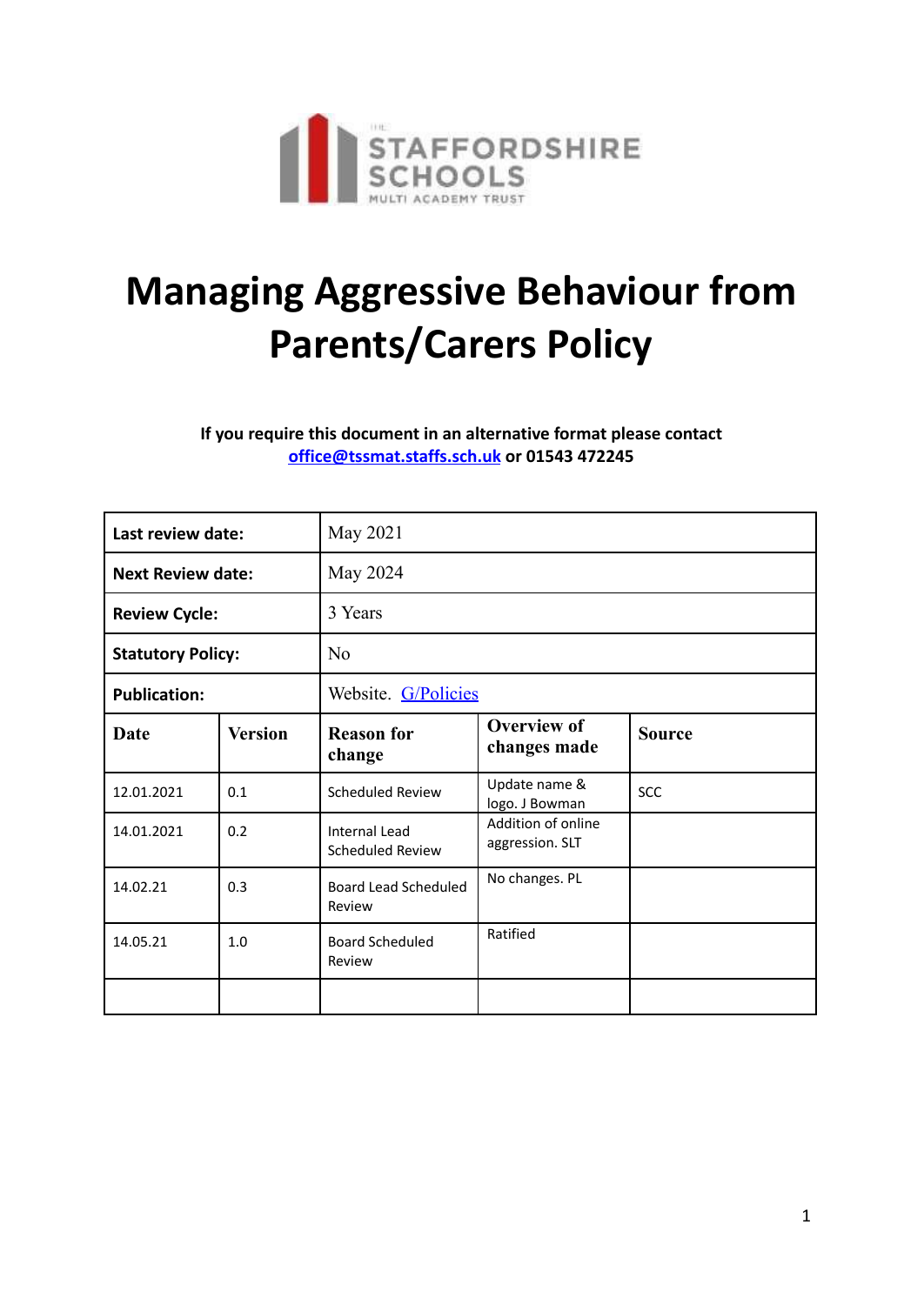THE STAFFORDSHIRE SCHOOLS MULTI ACADEMY TRUST

# Managing Aggressive Behaviour from Parents/Carers Policy

**If you require this document in an alternative format please contact office@tssmat.staffs.sch.uk or 01543 472245**

| **Last review date:** | | May 2021 | | |
|---|---|---|---|---|
| **Next Review date:** | | May 2024 | | |
| **Review Cycle:** | | 3 Years | | |
| **Statutory Policy:** | | No | | |
| **Publication:** | | Website. G/Policies | | |
| **Date** | **Version** | **Reason for change** | **Overview of changes made** | **Source** |
| 12.01.2021 | 0.1 | Scheduled Review | Update name & logo. J Bowman | SCC |
| 14.01.2021 | 0.2 | Internal Lead Scheduled Review | Addition of online aggression. SLT | |
| 14.02.21 | 0.3 | Board Lead Scheduled Review | No changes. PL | |
| 14.05.21 | 1.0 | Board Scheduled Review | Ratified | |
| | | | | |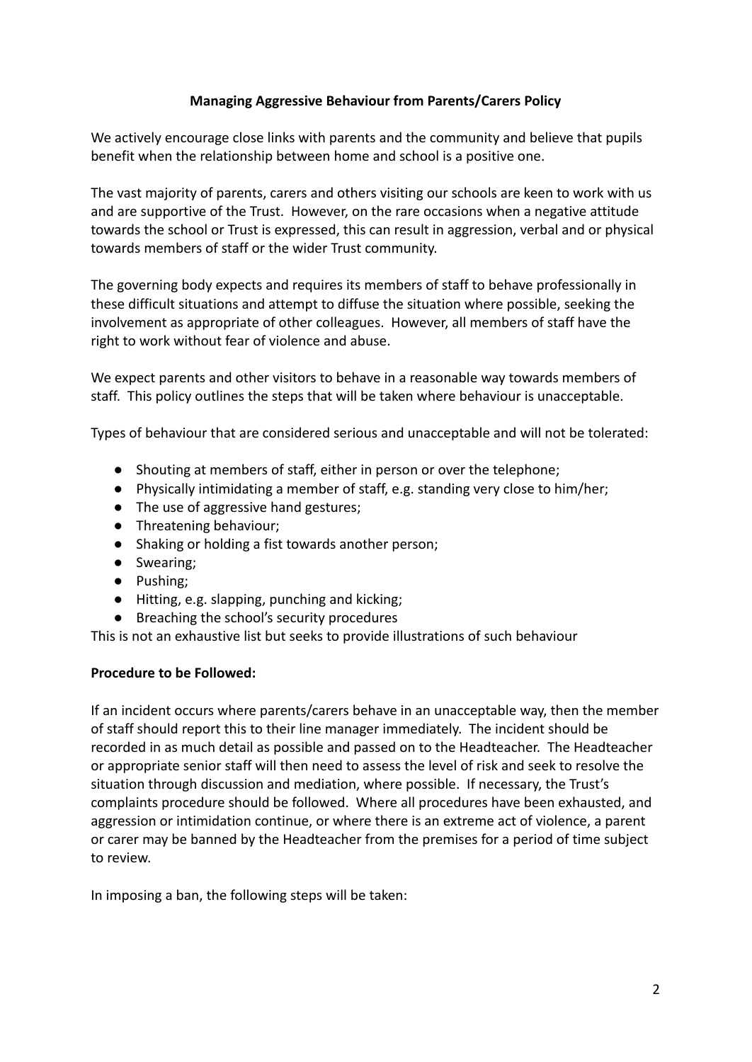**Managing Aggressive Behaviour from Parents/Carers Policy**

We actively encourage close links with parents and the community and believe that pupils benefit when the relationship between home and school is a positive one.

The vast majority of parents, carers and others visiting our schools are keen to work with us and are supportive of the Trust. However, on the rare occasions when a negative attitude towards the school or Trust is expressed, this can result in aggression, verbal and or physical towards members of staff or the wider Trust community.

The governing body expects and requires its members of staff to behave professionally in these difficult situations and attempt to diffuse the situation where possible, seeking the involvement as appropriate of other colleagues. However, all members of staff have the right to work without fear of violence and abuse.

We expect parents and other visitors to behave in a reasonable way towards members of staff. This policy outlines the steps that will be taken where behaviour is unacceptable.

Types of behaviour that are considered serious and unacceptable and will not be tolerated:

- Shouting at members of staff, either in person or over the telephone;
- Physically intimidating a member of staff, e.g. standing very close to him/her;
- The use of aggressive hand gestures;
- Threatening behaviour;
- Shaking or holding a fist towards another person;
- Swearing;
- Pushing;
- Hitting, e.g. slapping, punching and kicking;
- Breaching the school's security procedures

This is not an exhaustive list but seeks to provide illustrations of such behaviour

**Procedure to be Followed:**

If an incident occurs where parents/carers behave in an unacceptable way, then the member of staff should report this to their line manager immediately. The incident should be recorded in as much detail as possible and passed on to the Headteacher. The Headteacher or appropriate senior staff will then need to assess the level of risk and seek to resolve the situation through discussion and mediation, where possible. If necessary, the Trust's complaints procedure should be followed. Where all procedures have been exhausted, and aggression or intimidation continue, or where there is an extreme act of violence, a parent or carer may be banned by the Headteacher from the premises for a period of time subject to review.

In imposing a ban, the following steps will be taken: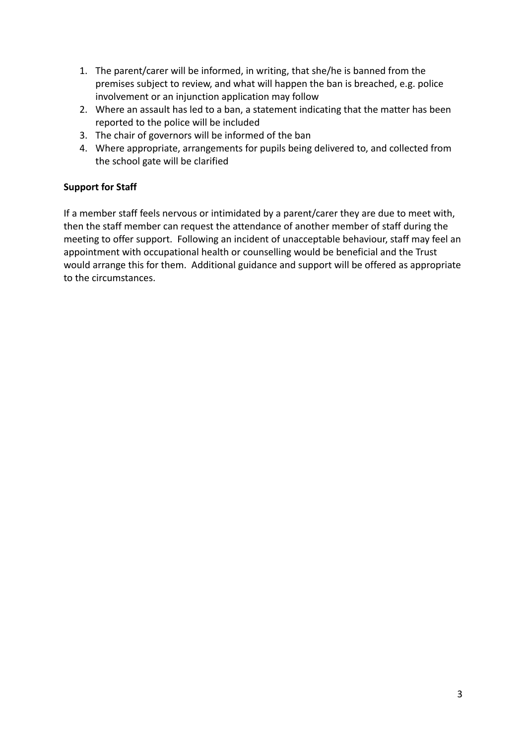1. The parent/carer will be informed, in writing, that she/he is banned from the premises subject to review, and what will happen the ban is breached, e.g. police involvement or an injunction application may follow
2. Where an assault has led to a ban, a statement indicating that the matter has been reported to the police will be included
3. The chair of governors will be informed of the ban
4. Where appropriate, arrangements for pupils being delivered to, and collected from the school gate will be clarified

**Support for Staff**

If a member staff feels nervous or intimidated by a parent/carer they are due to meet with, then the staff member can request the attendance of another member of staff during the meeting to offer support. Following an incident of unacceptable behaviour, staff may feel an appointment with occupational health or counselling would be beneficial and the Trust would arrange this for them. Additional guidance and support will be offered as appropriate to the circumstances.